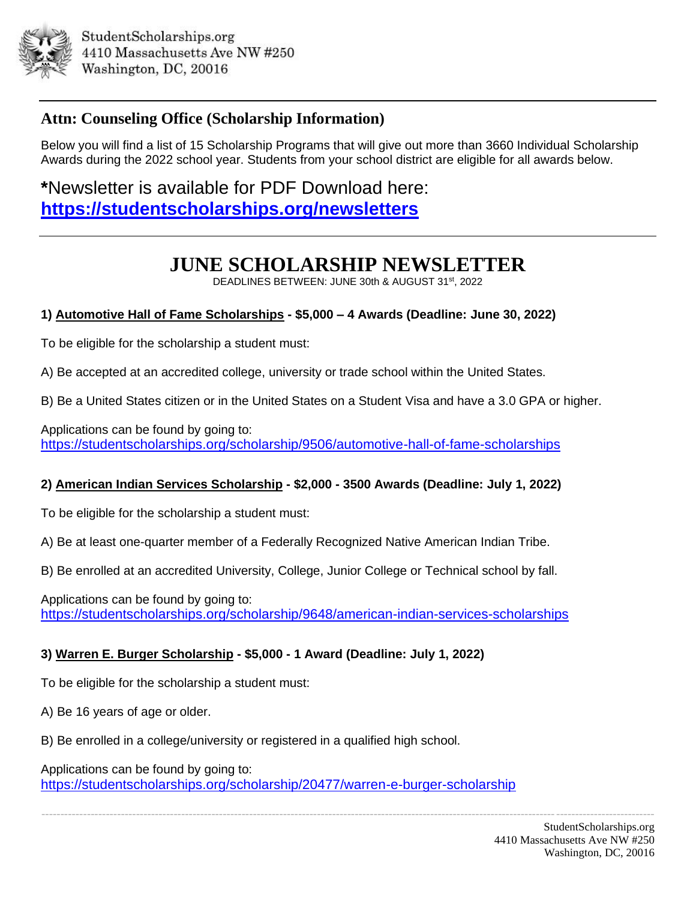StudentScholarships.org
4410 Massachusetts Ave NW #250
Washington, DC, 20016

---

## Attn: Counseling Office (Scholarship Information)

Below you will find a list of 15 Scholarship Programs that will give out more than 3660 Individual Scholarship Awards during the 2022 school year. Students from your school district are eligible for all awards below.

**\***Newsletter is available for PDF Download here: **https://studentscholarships.org/newsletters**

---

# JUNE SCHOLARSHIP NEWSLETTER

DEADLINES BETWEEN: JUNE 30th & AUGUST 31st, 2022

### 1) Automotive Hall of Fame Scholarships - $5,000 – 4 Awards (Deadline: June 30, 2022)

To be eligible for the scholarship a student must:

A) Be accepted at an accredited college, university or trade school within the United States.

B) Be a United States citizen or in the United States on a Student Visa and have a 3.0 GPA or higher.

Applications can be found by going to:
https://studentscholarships.org/scholarship/9506/automotive-hall-of-fame-scholarships

### 2) American Indian Services Scholarship - $2,000 - 3500 Awards (Deadline: July 1, 2022)

To be eligible for the scholarship a student must:

A) Be at least one-quarter member of a Federally Recognized Native American Indian Tribe.

B) Be enrolled at an accredited University, College, Junior College or Technical school by fall.

Applications can be found by going to:
https://studentscholarships.org/scholarship/9648/american-indian-services-scholarships

### 3) Warren E. Burger Scholarship - $5,000 - 1 Award (Deadline: July 1, 2022)

To be eligible for the scholarship a student must:

A) Be 16 years of age or older.

B) Be enrolled in a college/university or registered in a qualified high school.

Applications can be found by going to:
https://studentscholarships.org/scholarship/20477/warren-e-burger-scholarship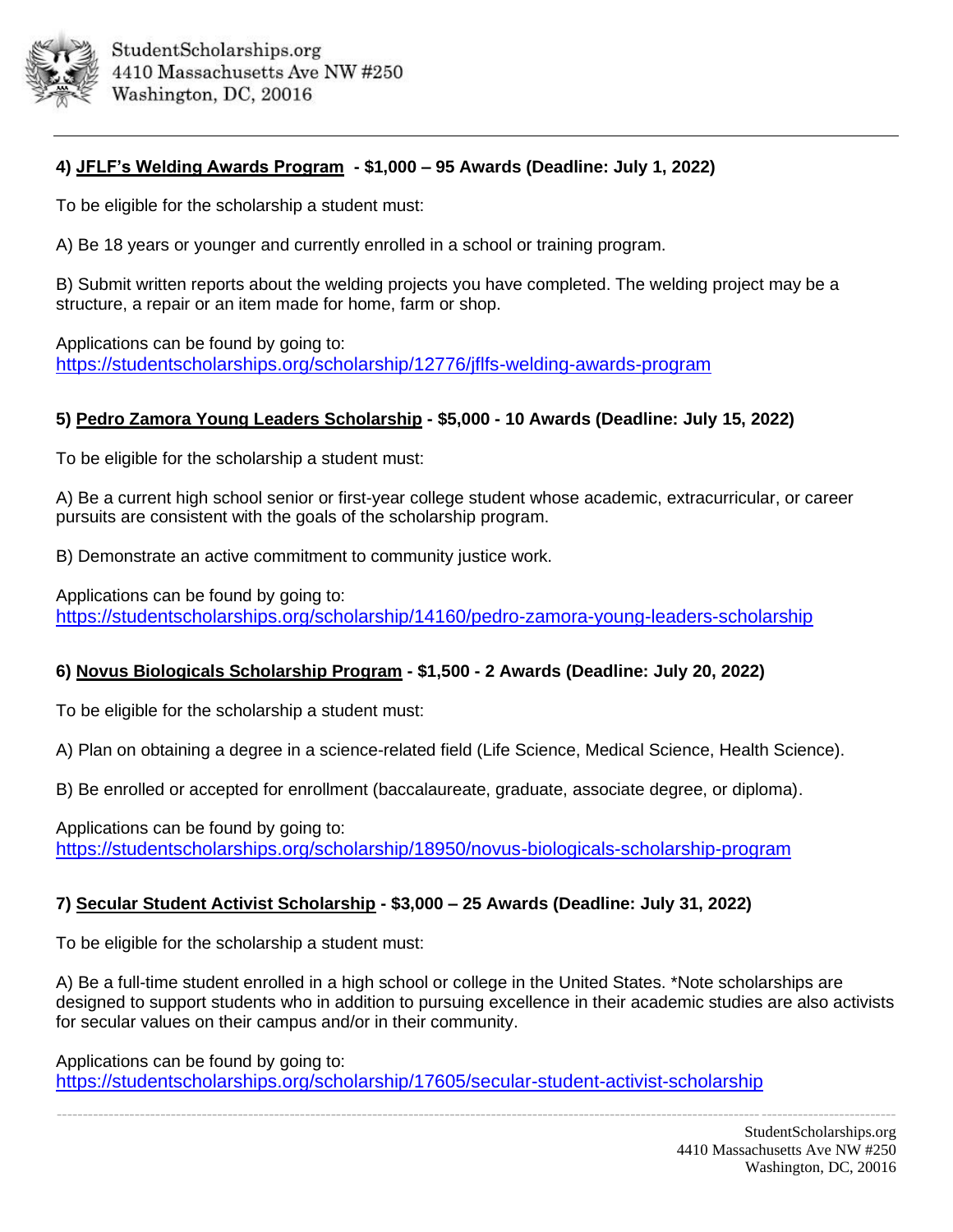### 4) <u>JFLF's Welding Awards Program</u> - $1,000 – 95 Awards (Deadline: July 1, 2022)

To be eligible for the scholarship a student must:

A) Be 18 years or younger and currently enrolled in a school or training program.

B) Submit written reports about the welding projects you have completed. The welding project may be a structure, a repair or an item made for home, farm or shop.

Applications can be found by going to:
https://studentscholarships.org/scholarship/12776/jflfs-welding-awards-program

### 5) <u>Pedro Zamora Young Leaders Scholarship</u> - $5,000 - 10 Awards (Deadline: July 15, 2022)

To be eligible for the scholarship a student must:

A) Be a current high school senior or first-year college student whose academic, extracurricular, or career pursuits are consistent with the goals of the scholarship program.

B) Demonstrate an active commitment to community justice work.

Applications can be found by going to:
https://studentscholarships.org/scholarship/14160/pedro-zamora-young-leaders-scholarship

### 6) <u>Novus Biologicals Scholarship Program</u> - $1,500 - 2 Awards (Deadline: July 20, 2022)

To be eligible for the scholarship a student must:

A) Plan on obtaining a degree in a science-related field (Life Science, Medical Science, Health Science).

B) Be enrolled or accepted for enrollment (baccalaureate, graduate, associate degree, or diploma).

Applications can be found by going to:
https://studentscholarships.org/scholarship/18950/novus-biologicals-scholarship-program

### 7) <u>Secular Student Activist Scholarship</u> - $3,000 – 25 Awards (Deadline: July 31, 2022)

To be eligible for the scholarship a student must:

A) Be a full-time student enrolled in a high school or college in the United States. *Note scholarships are designed to support students who in addition to pursuing excellence in their academic studies are also activists for secular values on their campus and/or in their community.

Applications can be found by going to:
https://studentscholarships.org/scholarship/17605/secular-student-activist-scholarship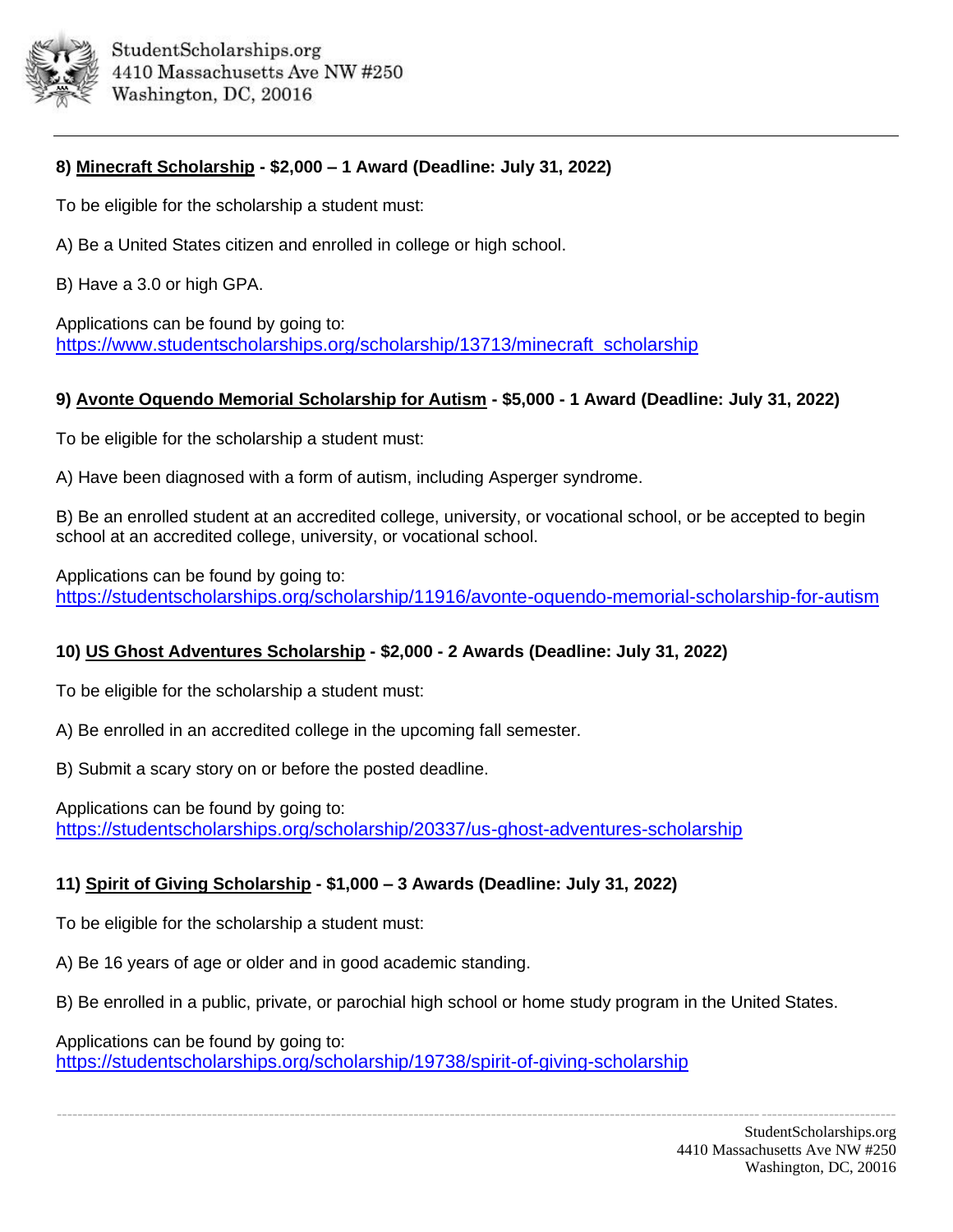**8) <u>Minecraft Scholarship</u> - $2,000 – 1 Award (Deadline: July 31, 2022)**

To be eligible for the scholarship a student must:

A) Be a United States citizen and enrolled in college or high school.

B) Have a 3.0 or high GPA.

Applications can be found by going to:
https://www.studentscholarships.org/scholarship/13713/minecraft_scholarship

**9) <u>Avonte Oquendo Memorial Scholarship for Autism</u> - $5,000 - 1 Award (Deadline: July 31, 2022)**

To be eligible for the scholarship a student must:

A) Have been diagnosed with a form of autism, including Asperger syndrome.

B) Be an enrolled student at an accredited college, university, or vocational school, or be accepted to begin school at an accredited college, university, or vocational school.

Applications can be found by going to:
https://studentscholarships.org/scholarship/11916/avonte-oquendo-memorial-scholarship-for-autism

**10) <u>US Ghost Adventures Scholarship</u> - $2,000 - 2 Awards (Deadline: July 31, 2022)**

To be eligible for the scholarship a student must:

A) Be enrolled in an accredited college in the upcoming fall semester.

B) Submit a scary story on or before the posted deadline.

Applications can be found by going to:
https://studentscholarships.org/scholarship/20337/us-ghost-adventures-scholarship

**11) <u>Spirit of Giving Scholarship</u> - $1,000 – 3 Awards (Deadline: July 31, 2022)**

To be eligible for the scholarship a student must:

A) Be 16 years of age or older and in good academic standing.

B) Be enrolled in a public, private, or parochial high school or home study program in the United States.

Applications can be found by going to:
https://studentscholarships.org/scholarship/19738/spirit-of-giving-scholarship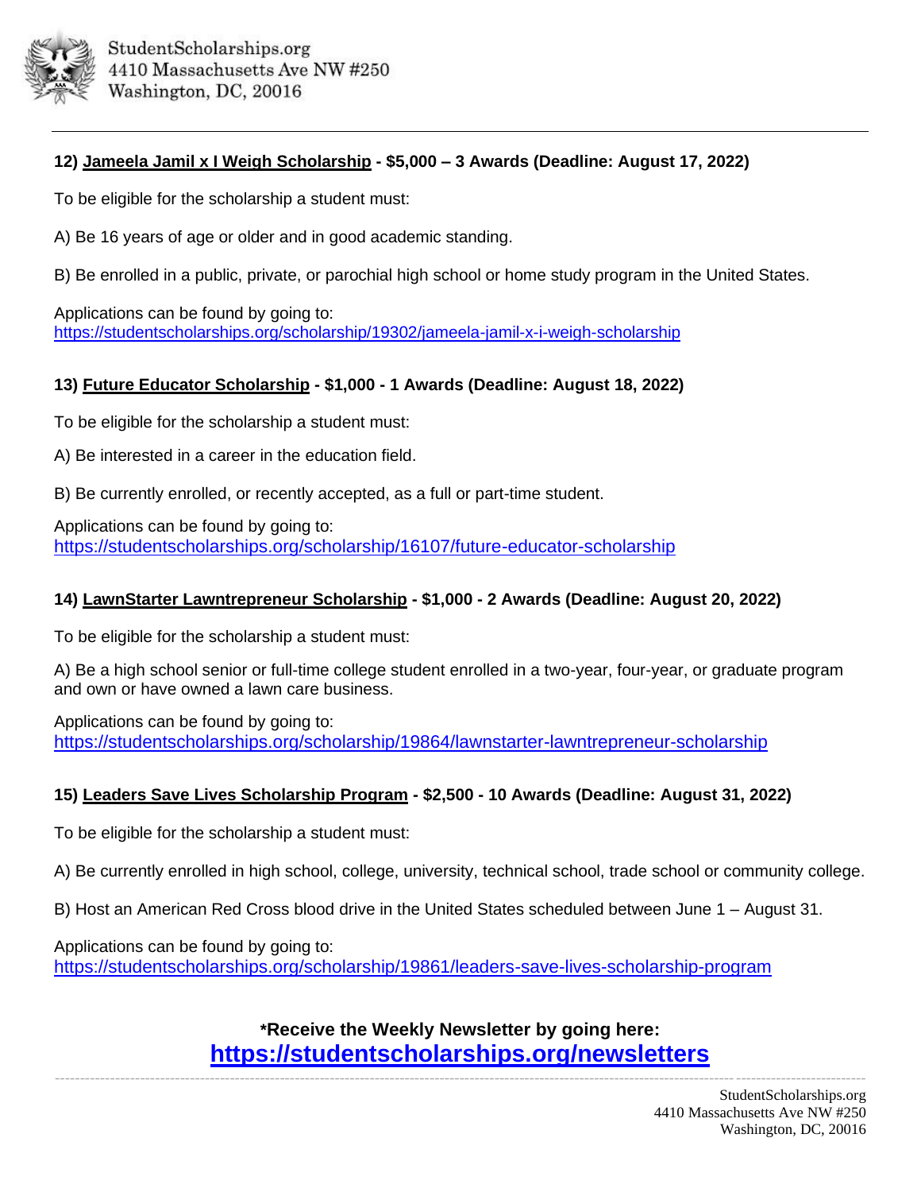**12) Jameela Jamil x I Weigh Scholarship - $5,000 – 3 Awards (Deadline: August 17, 2022)**

To be eligible for the scholarship a student must:

A) Be 16 years of age or older and in good academic standing.

B) Be enrolled in a public, private, or parochial high school or home study program in the United States.

Applications can be found by going to:
https://studentscholarships.org/scholarship/19302/jameela-jamil-x-i-weigh-scholarship

**13) Future Educator Scholarship - $1,000 - 1 Awards (Deadline: August 18, 2022)**

To be eligible for the scholarship a student must:

A) Be interested in a career in the education field.

B) Be currently enrolled, or recently accepted, as a full or part-time student.

Applications can be found by going to:
https://studentscholarships.org/scholarship/16107/future-educator-scholarship

**14) LawnStarter Lawntrepreneur Scholarship - $1,000 - 2 Awards (Deadline: August 20, 2022)**

To be eligible for the scholarship a student must:

A) Be a high school senior or full-time college student enrolled in a two-year, four-year, or graduate program and own or have owned a lawn care business.

Applications can be found by going to:
https://studentscholarships.org/scholarship/19864/lawnstarter-lawntrepreneur-scholarship

**15) Leaders Save Lives Scholarship Program - $2,500 - 10 Awards (Deadline: August 31, 2022)**

To be eligible for the scholarship a student must:

A) Be currently enrolled in high school, college, university, technical school, trade school or community college.

B) Host an American Red Cross blood drive in the United States scheduled between June 1 – August 31.

Applications can be found by going to:
https://studentscholarships.org/scholarship/19861/leaders-save-lives-scholarship-program

**\*Receive the Weekly Newsletter by going here:**
**https://studentscholarships.org/newsletters**